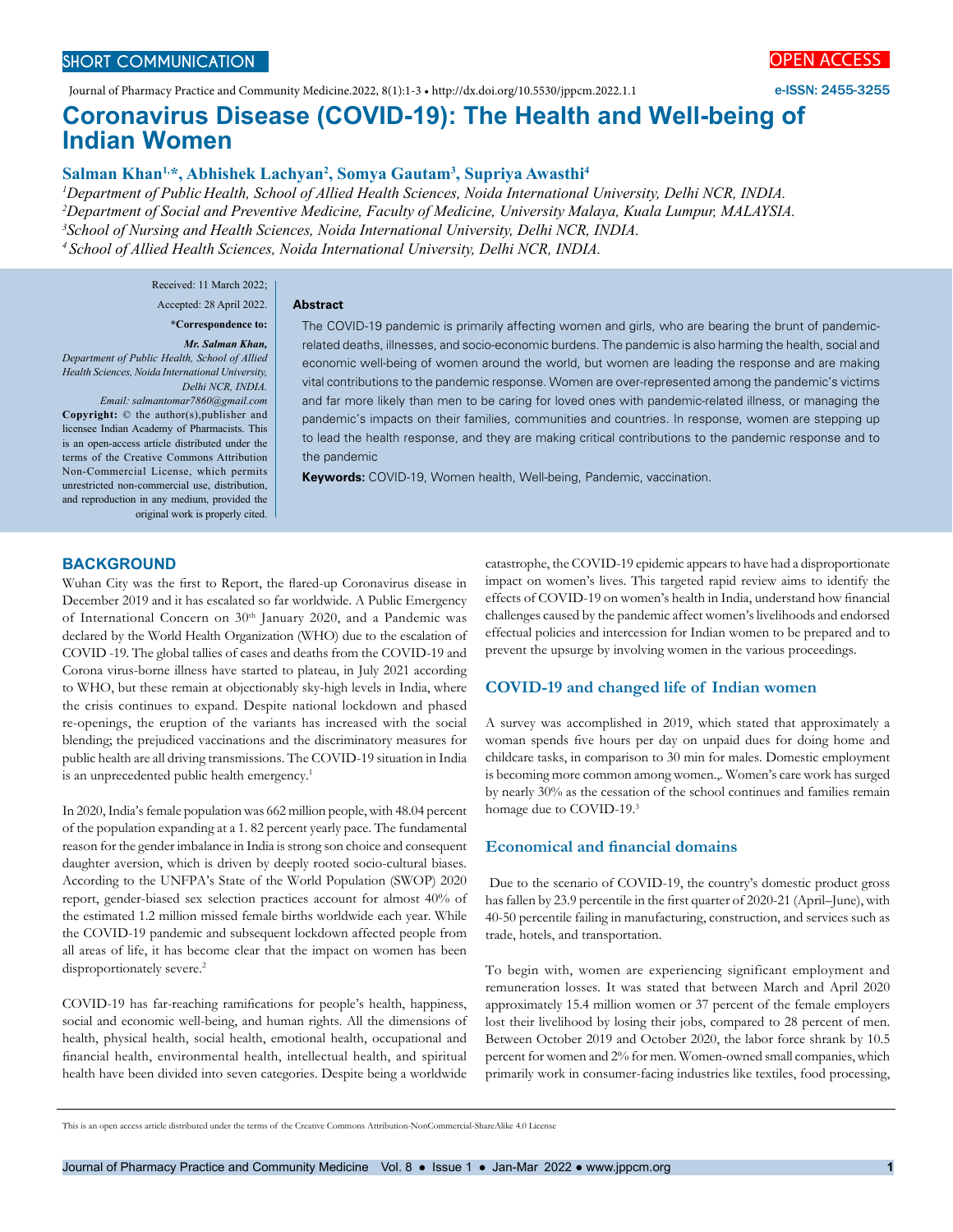SHORT COMMUNICATION

OPEN ACCESS

Journal of Pharmacy Practice and Community Medicine.2022, 8(1):1-3 • http://dx.doi.org/10.5530/jppcm.2022.1.1

e-ISSN: 2455-3255

# Coronavirus Disease (COVID-19): The Health and Well-being of Indian Women

**Salman Khan[1,*], Abhishek Lachyan[2], Somya Gautam[3], Supriya Awasthi[4]**

*[1]Department of Public Health, School of Allied Health Sciences, Noida International University, Delhi NCR, INDIA.*
*[2]Department of Social and Preventive Medicine, Faculty of Medicine, University Malaya, Kuala Lumpur, MALAYSIA.*
*[3]School of Nursing and Health Sciences, Noida International University, Delhi NCR, INDIA.*
*[4] School of Allied Health Sciences, Noida International University, Delhi NCR, INDIA.*

Received: 11 March 2022;

Accepted: 28 April 2022.

**\*Correspondence to:**

***Mr. Salman Khan,***
*Department of Public Health, School of Allied Health Sciences, Noida International University, Delhi NCR, INDIA.*
*Email: salmantomar7860@gmail.com*

**Copyright:** © the author(s),publisher and licensee Indian Academy of Pharmacists. This is an open-access article distributed under the terms of the Creative Commons Attribution Non-Commercial License, which permits unrestricted non-commercial use, distribution, and reproduction in any medium, provided the original work is properly cited.

**Abstract**

The COVID-19 pandemic is primarily affecting women and girls, who are bearing the brunt of pandemic-related deaths, illnesses, and socio-economic burdens. The pandemic is also harming the health, social and economic well-being of women around the world, but women are leading the response and are making vital contributions to the pandemic response. Women are over-represented among the pandemic's victims and far more likely than men to be caring for loved ones with pandemic-related illness, or managing the pandemic's impacts on their families, communities and countries. In response, women are stepping up to lead the health response, and they are making critical contributions to the pandemic response and to the pandemic

**Keywords:** COVID-19, Women health, Well-being, Pandemic, vaccination.

## BACKGROUND

Wuhan City was the first to Report, the flared-up Coronavirus disease in December 2019 and it has escalated so far worldwide. A Public Emergency of International Concern on 30th January 2020, and a Pandemic was declared by the World Health Organization (WHO) due to the escalation of COVID -19. The global tallies of cases and deaths from the COVID-19 and Corona virus-borne illness have started to plateau, in July 2021 according to WHO, but these remain at objectionably sky-high levels in India, where the crisis continues to expand. Despite national lockdown and phased re-openings, the eruption of the variants has increased with the social blending; the prejudiced vaccinations and the discriminatory measures for public health are all driving transmissions. The COVID-19 situation in India is an unprecedented public health emergency.[1]

In 2020, India's female population was 662 million people, with 48.04 percent of the population expanding at a 1. 82 percent yearly pace. The fundamental reason for the gender imbalance in India is strong son choice and consequent daughter aversion, which is driven by deeply rooted socio-cultural biases. According to the UNFPA's State of the World Population (SWOP) 2020 report, gender-biased sex selection practices account for almost 40% of the estimated 1.2 million missed female births worldwide each year. While the COVID-19 pandemic and subsequent lockdown affected people from all areas of life, it has become clear that the impact on women has been disproportionately severe.[2]

COVID-19 has far-reaching ramifications for people's health, happiness, social and economic well-being, and human rights. All the dimensions of health, physical health, social health, emotional health, occupational and financial health, environmental health, intellectual health, and spiritual health have been divided into seven categories. Despite being a worldwide catastrophe, the COVID-19 epidemic appears to have had a disproportionate impact on women's lives. This targeted rapid review aims to identify the effects of COVID-19 on women's health in India, understand how financial challenges caused by the pandemic affect women's livelihoods and endorsed effectual policies and intercession for Indian women to be prepared and to prevent the upsurge by involving women in the various proceedings.

### COVID-19 and changed life of Indian women

A survey was accomplished in 2019, which stated that approximately a woman spends five hours per day on unpaid dues for doing home and childcare tasks, in comparison to 30 min for males. Domestic employment is becoming more common among women.,. Women's care work has surged by nearly 30% as the cessation of the school continues and families remain homage due to COVID-19.[3]

### Economical and financial domains

Due to the scenario of COVID-19, the country's domestic product gross has fallen by 23.9 percentile in the first quarter of 2020-21 (April–June), with 40-50 percentile failing in manufacturing, construction, and services such as trade, hotels, and transportation.

To begin with, women are experiencing significant employment and remuneration losses. It was stated that between March and April 2020 approximately 15.4 million women or 37 percent of the female employers lost their livelihood by losing their jobs, compared to 28 percent of men. Between October 2019 and October 2020, the labor force shrank by 10.5 percent for women and 2% for men. Women-owned small companies, which primarily work in consumer-facing industries like textiles, food processing,

This is an open access article distributed under the terms of the Creative Commons Attribution-NonCommercial-ShareAlike 4.0 License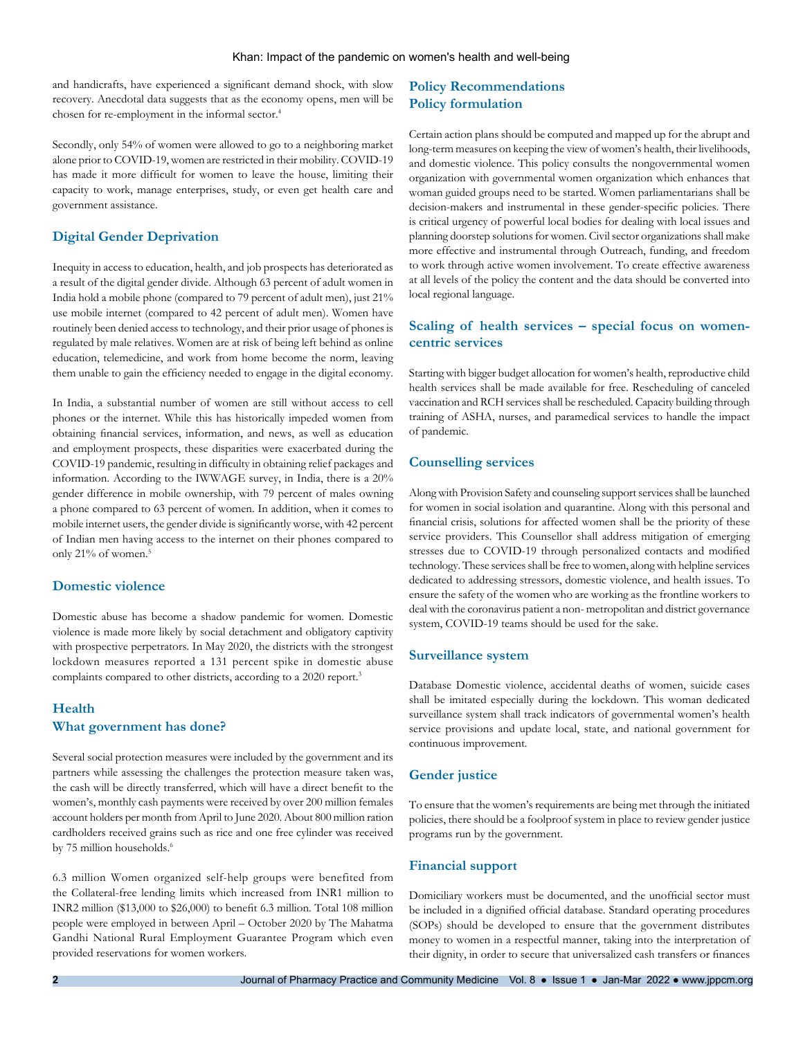and handicrafts, have experienced a significant demand shock, with slow recovery. Anecdotal data suggests that as the economy opens, men will be chosen for re-employment in the informal sector.[4]

Secondly, only 54% of women were allowed to go to a neighboring market alone prior to COVID-19, women are restricted in their mobility. COVID-19 has made it more difficult for women to leave the house, limiting their capacity to work, manage enterprises, study, or even get health care and government assistance.

## Digital Gender Deprivation

Inequity in access to education, health, and job prospects has deteriorated as a result of the digital gender divide. Although 63 percent of adult women in India hold a mobile phone (compared to 79 percent of adult men), just 21% use mobile internet (compared to 42 percent of adult men). Women have routinely been denied access to technology, and their prior usage of phones is regulated by male relatives. Women are at risk of being left behind as online education, telemedicine, and work from home become the norm, leaving them unable to gain the efficiency needed to engage in the digital economy.

In India, a substantial number of women are still without access to cell phones or the internet. While this has historically impeded women from obtaining financial services, information, and news, as well as education and employment prospects, these disparities were exacerbated during the COVID-19 pandemic, resulting in difficulty in obtaining relief packages and information. According to the IWWAGE survey, in India, there is a 20% gender difference in mobile ownership, with 79 percent of males owning a phone compared to 63 percent of women. In addition, when it comes to mobile internet users, the gender divide is significantly worse, with 42 percent of Indian men having access to the internet on their phones compared to only 21% of women.[5]

## Domestic violence

Domestic abuse has become a shadow pandemic for women. Domestic violence is made more likely by social detachment and obligatory captivity with prospective perpetrators. In May 2020, the districts with the strongest lockdown measures reported a 131 percent spike in domestic abuse complaints compared to other districts, according to a 2020 report.[3]

## Health

## What government has done?

Several social protection measures were included by the government and its partners while assessing the challenges the protection measure taken was, the cash will be directly transferred, which will have a direct benefit to the women's, monthly cash payments were received by over 200 million females account holders per month from April to June 2020. About 800 million ration cardholders received grains such as rice and one free cylinder was received by 75 million households.[6]

6.3 million Women organized self-help groups were benefited from the Collateral-free lending limits which increased from INR1 million to INR2 million ($13,000 to $26,000) to benefit 6.3 million. Total 108 million people were employed in between April – October 2020 by The Mahatma Gandhi National Rural Employment Guarantee Program which even provided reservations for women workers.

## Policy Recommendations

## Policy formulation

Certain action plans should be computed and mapped up for the abrupt and long-term measures on keeping the view of women's health, their livelihoods, and domestic violence. This policy consults the nongovernmental women organization with governmental women organization which enhances that woman guided groups need to be started. Women parliamentarians shall be decision-makers and instrumental in these gender-specific policies. There is critical urgency of powerful local bodies for dealing with local issues and planning doorstep solutions for women. Civil sector organizations shall make more effective and instrumental through Outreach, funding, and freedom to work through active women involvement. To create effective awareness at all levels of the policy the content and the data should be converted into local regional language.

## Scaling of health services – special focus on women-centric services

Starting with bigger budget allocation for women's health, reproductive child health services shall be made available for free. Rescheduling of canceled vaccination and RCH services shall be rescheduled. Capacity building through training of ASHA, nurses, and paramedical services to handle the impact of pandemic.

## Counselling services

Along with Provision Safety and counseling support services shall be launched for women in social isolation and quarantine. Along with this personal and financial crisis, solutions for affected women shall be the priority of these service providers. This Counsellor shall address mitigation of emerging stresses due to COVID-19 through personalized contacts and modified technology. These services shall be free to women, along with helpline services dedicated to addressing stressors, domestic violence, and health issues. To ensure the safety of the women who are working as the frontline workers to deal with the coronavirus patient a non- metropolitan and district governance system, COVID-19 teams should be used for the sake.

## Surveillance system

Database Domestic violence, accidental deaths of women, suicide cases shall be imitated especially during the lockdown. This woman dedicated surveillance system shall track indicators of governmental women's health service provisions and update local, state, and national government for continuous improvement.

## Gender justice

To ensure that the women's requirements are being met through the initiated policies, there should be a foolproof system in place to review gender justice programs run by the government.

## Financial support

Domiciliary workers must be documented, and the unofficial sector must be included in a dignified official database. Standard operating procedures (SOPs) should be developed to ensure that the government distributes money to women in a respectful manner, taking into the interpretation of their dignity, in order to secure that universalized cash transfers or finances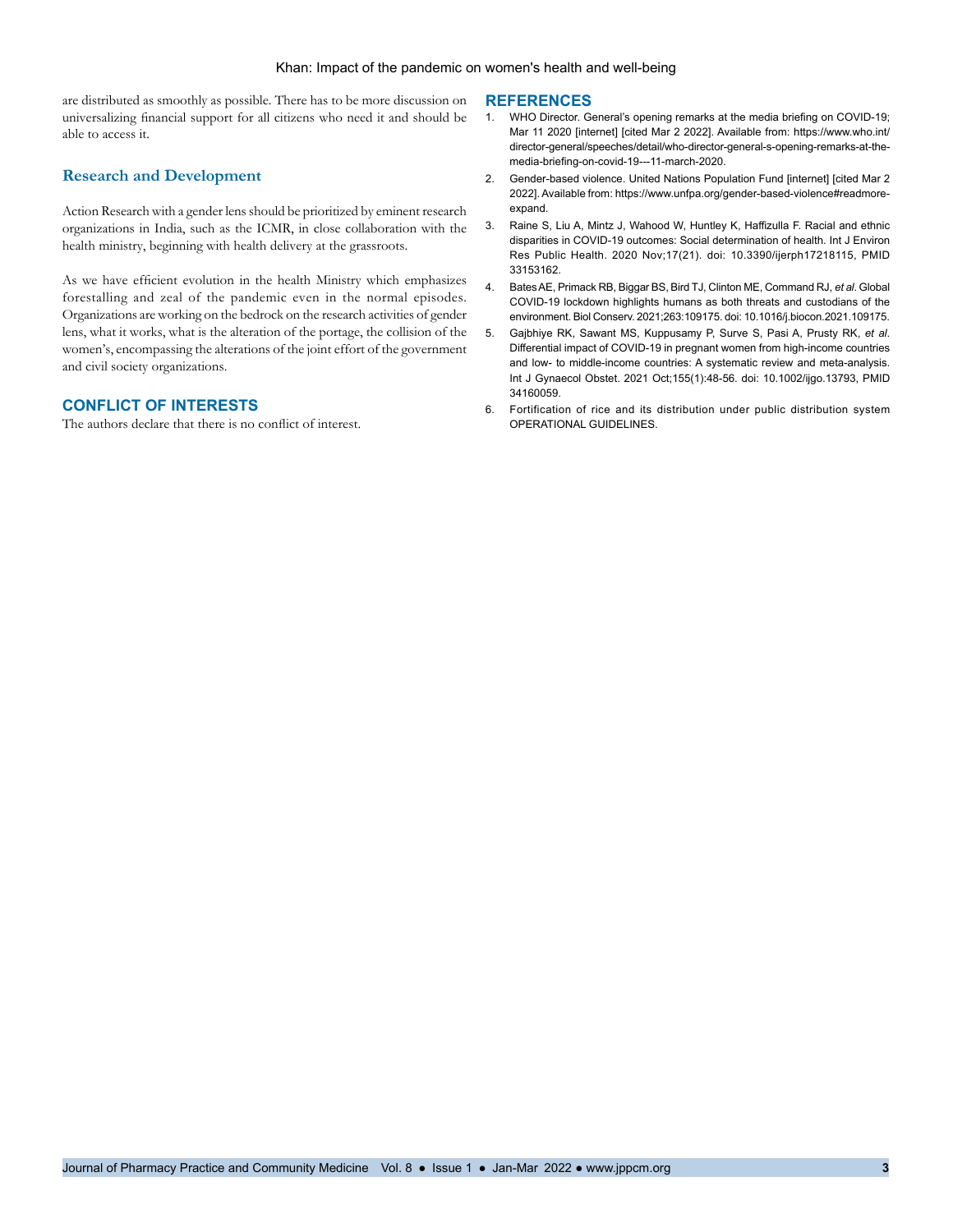are distributed as smoothly as possible. There has to be more discussion on universalizing financial support for all citizens who need it and should be able to access it.

## Research and Development

Action Research with a gender lens should be prioritized by eminent research organizations in India, such as the ICMR, in close collaboration with the health ministry, beginning with health delivery at the grassroots.

As we have efficient evolution in the health Ministry which emphasizes forestalling and zeal of the pandemic even in the normal episodes. Organizations are working on the bedrock on the research activities of gender lens, what it works, what is the alteration of the portage, the collision of the women's, encompassing the alterations of the joint effort of the government and civil society organizations.

## CONFLICT OF INTERESTS

The authors declare that there is no conflict of interest.

## REFERENCES

1. WHO Director. General's opening remarks at the media briefing on COVID-19; Mar 11 2020 [internet] [cited Mar 2 2022]. Available from: https://www.who.int/director-general/speeches/detail/who-director-general-s-opening-remarks-at-the-media-briefing-on-covid-19---11-march-2020.
2. Gender-based violence. United Nations Population Fund [internet] [cited Mar 2 2022]. Available from: https://www.unfpa.org/gender-based-violence#readmore-expand.
3. Raine S, Liu A, Mintz J, Wahood W, Huntley K, Haffizulla F. Racial and ethnic disparities in COVID-19 outcomes: Social determination of health. Int J Environ Res Public Health. 2020 Nov;17(21). doi: 10.3390/ijerph17218115, PMID 33153162.
4. Bates AE, Primack RB, Biggar BS, Bird TJ, Clinton ME, Command RJ, *et al*. Global COVID-19 lockdown highlights humans as both threats and custodians of the environment. Biol Conserv. 2021;263:109175. doi: 10.1016/j.biocon.2021.109175.
5. Gajbhiye RK, Sawant MS, Kuppusamy P, Surve S, Pasi A, Prusty RK, *et al*. Differential impact of COVID-19 in pregnant women from high-income countries and low- to middle-income countries: A systematic review and meta-analysis. Int J Gynaecol Obstet. 2021 Oct;155(1):48-56. doi: 10.1002/ijgo.13793, PMID 34160059.
6. Fortification of rice and its distribution under public distribution system OPERATIONAL GUIDELINES.